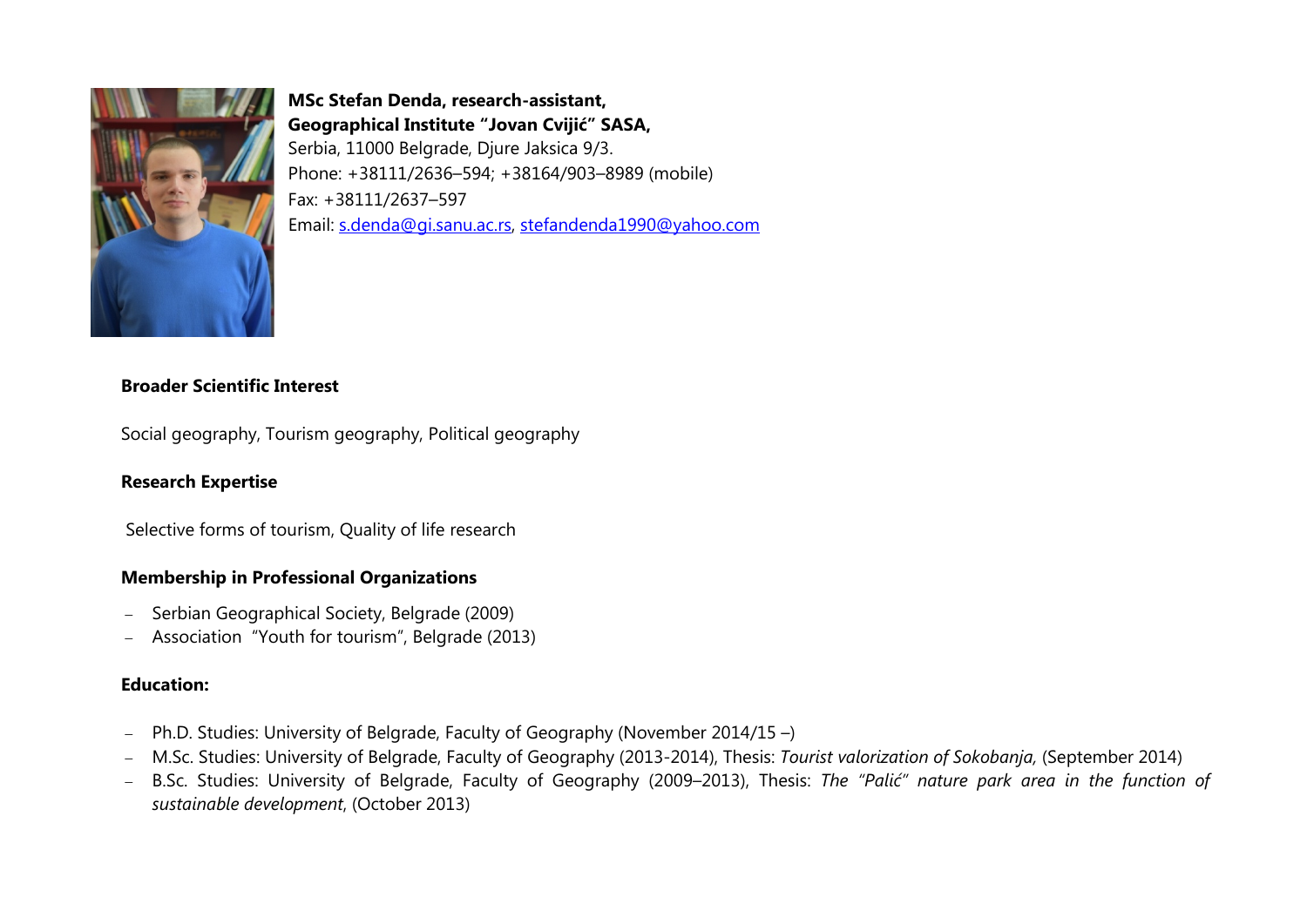**MSc Stefan Denda, research-assistant,**
**Geographical Institute "Jovan Cvijić" SASA,**
Serbia, 11000 Belgrade, Djure Jaksica 9/3.
Phone: +38111/2636–594; +38164/903–8989 (mobile)
Fax: +38111/2637–597
Email: s.denda@gi.sanu.ac.rs, stefandenda1990@yahoo.com

**Broader Scientific Interest**

Social geography, Tourism geography, Political geography

**Research Expertise**

Selective forms of tourism, Quality of life research

**Membership in Professional Organizations**

- Serbian Geographical Society, Belgrade (2009)
- Association "Youth for tourism", Belgrade (2013)

**Education:**

- Ph.D. Studies: University of Belgrade, Faculty of Geography (November 2014/15 –)
- M.Sc. Studies: University of Belgrade, Faculty of Geography (2013-2014), Thesis: *Tourist valorization of Sokobanja,* (September 2014)
- B.Sc. Studies: University of Belgrade, Faculty of Geography (2009–2013), Thesis: *The "Palić" nature park area in the function of sustainable development*, (October 2013)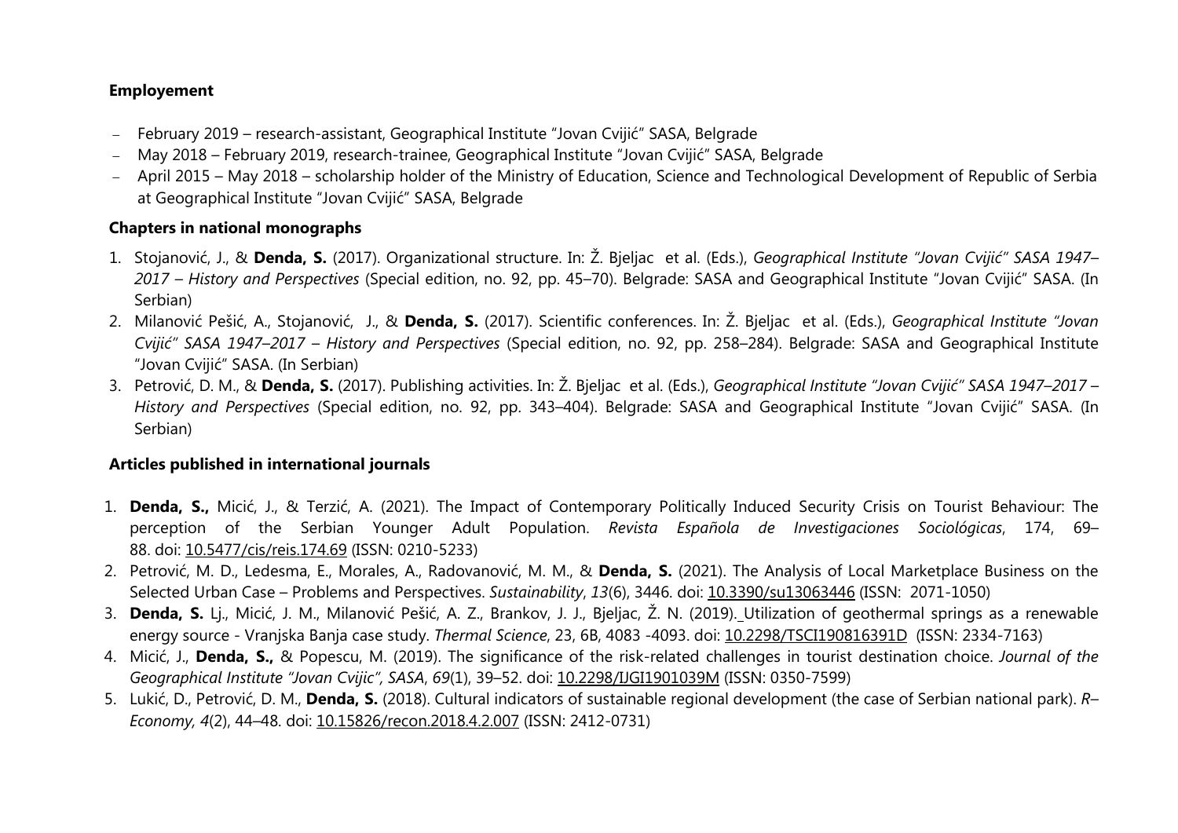**Employement**

- February 2019 – research-assistant, Geographical Institute "Jovan Cvijić" SASA, Belgrade
- May 2018 – February 2019, research-trainee, Geographical Institute "Jovan Cvijić" SASA, Belgrade
- April 2015 – May 2018 – scholarship holder of the Ministry of Education, Science and Technological Development of Republic of Serbia at Geographical Institute "Jovan Cvijić" SASA, Belgrade

**Chapters in national monographs**

1. Stojanović, J., & **Denda, S.** (2017). Organizational structure. In: Ž. Bjeljac et al. (Eds.), *Geographical Institute "Jovan Cvijić" SASA 1947–2017 – History and Perspectives* (Special edition, no. 92, pp. 45–70). Belgrade: SASA and Geographical Institute "Jovan Cvijić" SASA. (In Serbian)
2. Milanović Pešić, A., Stojanović, J., & **Denda, S.** (2017). Scientific conferences. In: Ž. Bjeljac et al. (Eds.), *Geographical Institute "Jovan Cvijić" SASA 1947–2017 – History and Perspectives* (Special edition, no. 92, pp. 258–284). Belgrade: SASA and Geographical Institute "Jovan Cvijić" SASA. (In Serbian)
3. Petrović, D. M., & **Denda, S.** (2017). Publishing activities. In: Ž. Bjeljac et al. (Eds.), *Geographical Institute "Jovan Cvijić" SASA 1947–2017 – History and Perspectives* (Special edition, no. 92, pp. 343–404). Belgrade: SASA and Geographical Institute "Jovan Cvijić" SASA. (In Serbian)

**Articles published in international journals**

1. **Denda, S.,** Micić, J., & Terzić, A. (2021). The Impact of Contemporary Politically Induced Security Crisis on Tourist Behaviour: The perception of the Serbian Younger Adult Population. *Revista Española de Investigaciones Sociológicas*, 174, 69–88. doi: 10.5477/cis/reis.174.69 (ISSN: 0210-5233)
2. Petrović, M. D., Ledesma, E., Morales, A., Radovanović, M. M., & **Denda, S.** (2021). The Analysis of Local Marketplace Business on the Selected Urban Case – Problems and Perspectives. *Sustainability*, *13*(6), 3446. doi: 10.3390/su13063446 (ISSN: 2071-1050)
3. **Denda, S.** Lj., Micić, J. M., Milanović Pešić, A. Z., Brankov, J. J., Bjeljac, Ž. N. (2019). Utilization of geothermal springs as a renewable energy source - Vranjska Banja case study. *Thermal Science*, 23, 6B, 4083 -4093. doi: 10.2298/TSCI190816391D (ISSN: 2334-7163)
4. Micić, J., **Denda, S.,** & Popescu, M. (2019). The significance of the risk-related challenges in tourist destination choice. *Journal of the Geographical Institute "Jovan Cvijic", SASA*, *69*(1), 39–52. doi: 10.2298/IJGI1901039M (ISSN: 0350-7599)
5. Lukić, D., Petrović, D. M., **Denda, S.** (2018). Cultural indicators of sustainable regional development (the case of Serbian national park). *R–Economy, 4*(2), 44–48. doi: 10.15826/recon.2018.4.2.007 (ISSN: 2412-0731)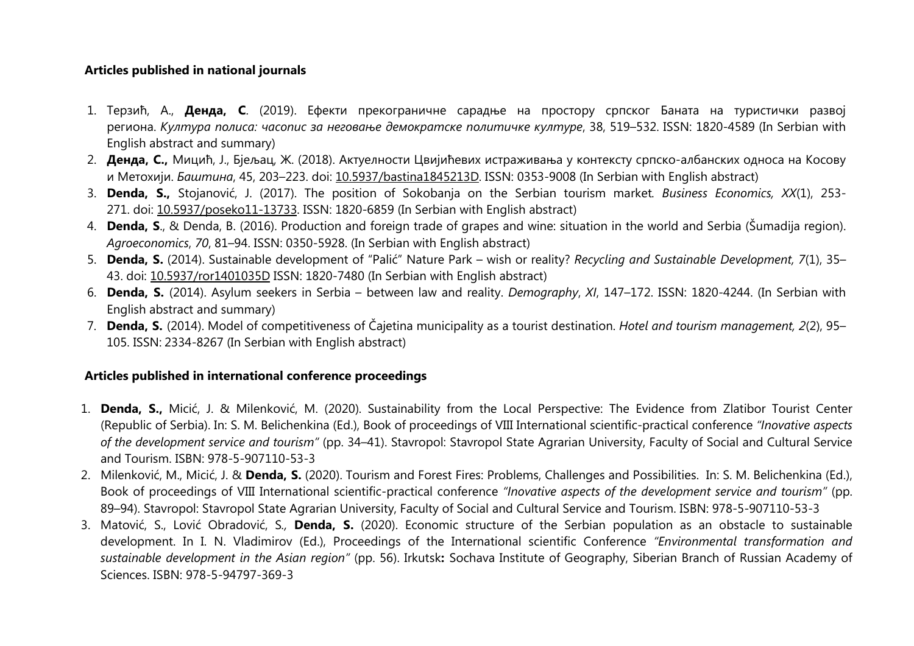**Articles published in national journals**

1. Терзић, А., **Денда, С**. (2019). Ефекти прекограничне сарадње на простору српског Баната на туристички развој региона. *Култура полиса: часопис за неговање демократске политичке културе*, 38, 519–532. ISSN: 1820-4589 (In Serbian with English abstract and summary)
2. **Денда, С.,** Мицић, Ј., Бјељац, Ж. (2018). Актуелности Цвијићевих истраживања у контексту српско-албанских односа на Косову и Метохији. *Баштина*, 45, 203–223. doi: 10.5937/bastina1845213D. ISSN: 0353-9008 (In Serbian with English abstract)
3. **Denda, S.,** Stojanović, J. (2017). The position of Sokobanja on the Serbian tourism market. *Business Economics, XX*(1), 253-271. doi: 10.5937/poseko11-13733. ISSN: 1820-6859 (In Serbian with English abstract)
4. **Denda, S**., & Denda, B. (2016). Production and foreign trade of grapes and wine: situation in the world and Serbia (Šumadija region). *Agroeconomics*, *70*, 81–94. ISSN: 0350-5928. (In Serbian with English abstract)
5. **Denda, S.** (2014). Sustainable development of "Palić" Nature Park – wish or reality? *Recycling and Sustainable Development, 7*(1), 35–43. doi: 10.5937/ror1401035D ISSN: 1820-7480 (In Serbian with English abstract)
6. **Denda, S.** (2014). Asylum seekers in Serbia – between law and reality. *Demography*, *XI*, 147–172. ISSN: 1820-4244. (In Serbian with English abstract and summary)
7. **Denda, S.** (2014). Model of competitiveness of Čajetina municipality as a tourist destination. *Hotel and tourism management, 2*(2), 95–105. ISSN: 2334-8267 (In Serbian with English abstract)

**Articles published in international conference proceedings**

1. **Denda, S.,** Micić, J. & Milenković, M. (2020). Sustainability from the Local Perspective: The Evidence from Zlatibor Tourist Center (Republic of Serbia). In: S. M. Belichenkina (Ed.), Book of proceedings of VIII International scientific-practical conference *"Inovative aspects of the development service and tourism"* (pp. 34–41). Stavropol: Stavropol State Agrarian University, Faculty of Social and Cultural Service and Tourism. ISBN: 978-5-907110-53-3
2. Milenković, M., Micić, J. & **Denda, S.** (2020). Tourism and Forest Fires: Problems, Challenges and Possibilities. In: S. M. Belichenkina (Ed.), Book of proceedings of VIII International scientific-practical conference *"Inovative aspects of the development service and tourism"* (pp. 89–94). Stavropol: Stavropol State Agrarian University, Faculty of Social and Cultural Service and Tourism. ISBN: 978-5-907110-53-3
3. Matović, S., Lović Obradović, S., **Denda, S.** (2020). Economic structure of the Serbian population as an obstacle to sustainable development. In I. N. Vladimirov (Ed.), Proceedings of the International scientific Conference *"Environmental transformation and sustainable development in the Asian region"* (pp. 56). Irkutsk**:** Sochava Institute of Geography, Siberian Branch of Russian Academy of Sciences. ISBN: 978-5-94797-369-3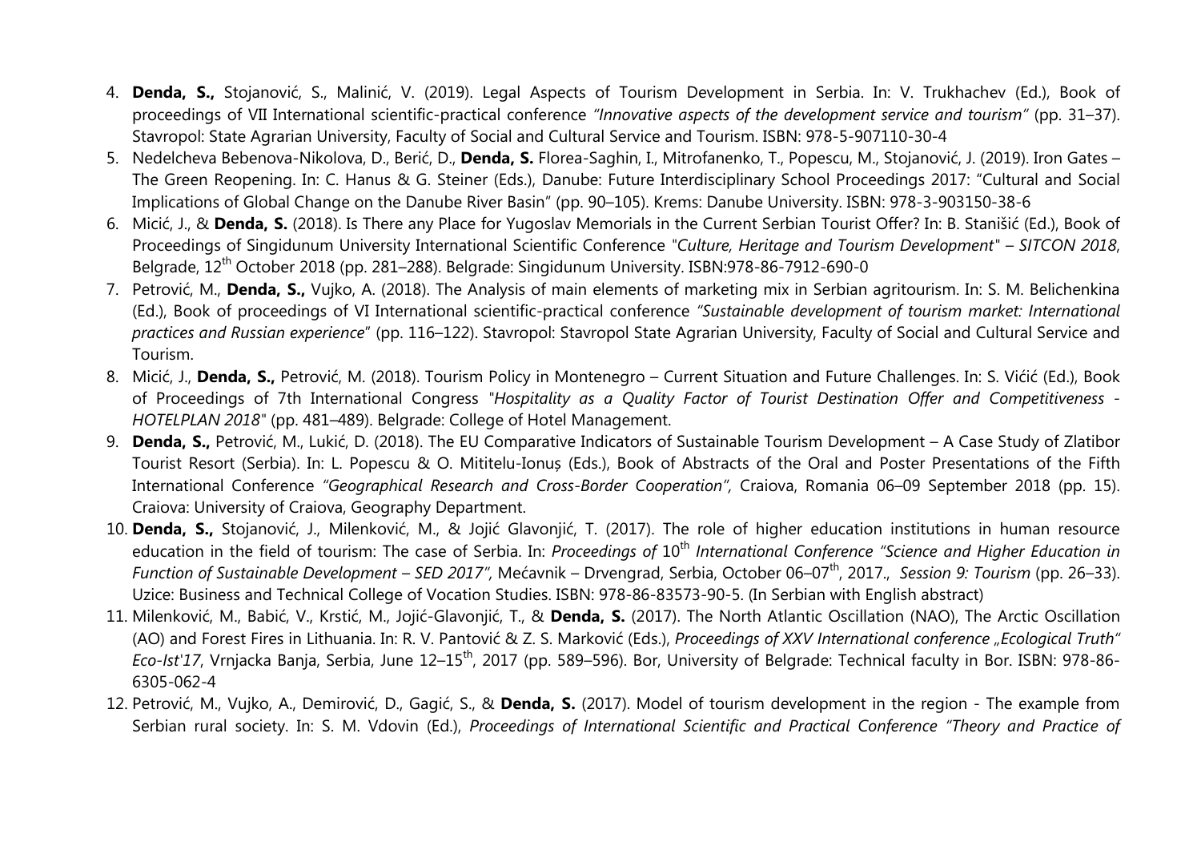4. **Denda, S.,** Stojanović, S., Malinić, V. (2019). Legal Aspects of Tourism Development in Serbia. In: V. Trukhachev (Ed.), Book of proceedings of VII International scientific-practical conference *"Innovative aspects of the development service and tourism"* (pp. 31–37). Stavropol: State Agrarian University, Faculty of Social and Cultural Service and Tourism. ISBN: 978-5-907110-30-4
5. Nedelcheva Bebenova-Nikolova, D., Berić, D., **Denda, S.** Florea-Saghin, I., Mitrofanenko, T., Popescu, M., Stojanović, J. (2019). Iron Gates – The Green Reopening. In: C. Hanus & G. Steiner (Eds.), Danube: Future Interdisciplinary School Proceedings 2017: "Cultural and Social Implications of Global Change on the Danube River Basin" (pp. 90–105). Krems: Danube University. ISBN: 978-3-903150-38-6
6. Micić, J., & **Denda, S.** (2018). Is There any Place for Yugoslav Memorials in the Current Serbian Tourist Offer? In: B. Stanišić (Ed.), Book of Proceedings of Singidunum University International Scientific Conference "*Culture, Heritage and Tourism Development*" – *SITCON 2018*, Belgrade, 12th October 2018 (pp. 281–288). Belgrade: Singidunum University. ISBN:978-86-7912-690-0
7. Petrović, M., **Denda, S.,** Vujko, A. (2018). The Analysis of main elements of marketing mix in Serbian agritourism. In: S. M. Belichenkina (Ed.), Book of proceedings of VI International scientific-practical conference *"Sustainable development of tourism market: International practices and Russian experience"* (pp. 116–122). Stavropol: Stavropol State Agrarian University, Faculty of Social and Cultural Service and Tourism.
8. Micić, J., **Denda, S.,** Petrović, M. (2018). Tourism Policy in Montenegro – Current Situation and Future Challenges. In: S. Vićić (Ed.), Book of Proceedings of 7th International Congress "*Hospitality as a Quality Factor of Tourist Destination Offer and Competitiveness - HOTELPLAN 2018*" (pp. 481–489). Belgrade: College of Hotel Management.
9. **Denda, S.,** Petrović, M., Lukić, D. (2018). The EU Comparative Indicators of Sustainable Tourism Development – A Case Study of Zlatibor Tourist Resort (Serbia). In: L. Popescu & O. Mititelu-Ionuș (Eds.), Book of Abstracts of the Oral and Poster Presentations of the Fifth International Conference *"Geographical Research and Cross-Border Cooperation",* Craiova, Romania 06–09 September 2018 (pp. 15). Craiova: University of Craiova, Geography Department.
10. **Denda, S.,** Stojanović, J., Milenković, M., & Jojić Glavonjić, T. (2017). The role of higher education institutions in human resource education in the field of tourism: The case of Serbia. In: *Proceedings of* 10th *International Conference "Science and Higher Education in Function of Sustainable Development – SED 2017",* Mećavnik – Drvengrad, Serbia, October 06–07th, 2017., *Session 9: Tourism* (pp. 26–33). Uzice: Business and Technical College of Vocation Studies. ISBN: 978-86-83573-90-5. (In Serbian with English abstract)
11. Milenković, M., Babić, V., Krstić, M., Jojić-Glavonjić, T., & **Denda, S.** (2017). The North Atlantic Oscillation (NAO), The Arctic Oscillation (AO) and Forest Fires in Lithuania. In: R. V. Pantović & Z. S. Marković (Eds.), *Proceedings of XXV International conference „Ecological Truth" Eco-Ist'17*, Vrnjacka Banja, Serbia, June 12–15th, 2017 (pp. 589–596). Bor, University of Belgrade: Technical faculty in Bor. ISBN: 978-86-6305-062-4
12. Petrović, M., Vujko, A., Demirović, D., Gagić, S., & **Denda, S.** (2017). Model of tourism development in the region - The example from Serbian rural society. In: S. M. Vdovin (Ed.), *Proceedings of International Scientific and Practical Conference "Theory and Practice of*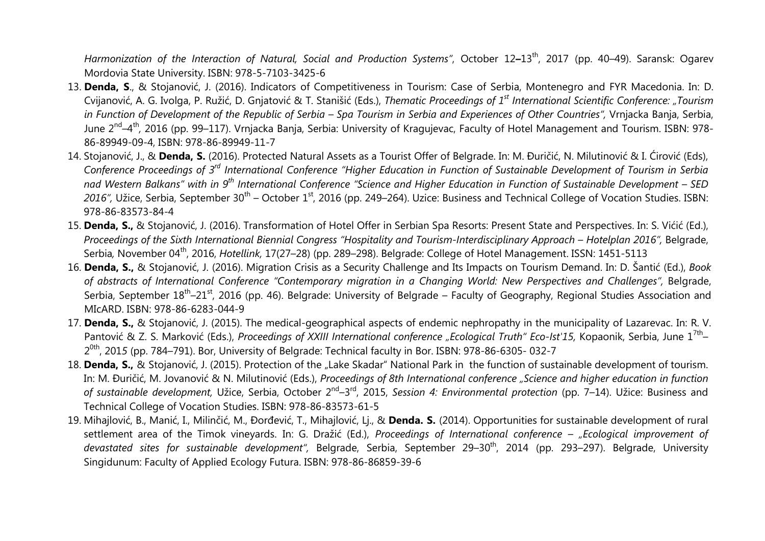*Harmonization of the Interaction of Natural, Social and Production Systems"*, October 12**–**13th, 2017 (pp. 40–49). Saransk: Ogarev Mordovia State University. ISBN: 978-5-7103-3425-6

13. **Denda, S**., & Stojanović, J. (2016). Indicators of Competitiveness in Tourism: Case of Serbia, Montenegro and FYR Macedonia. In: D. Cvijanović, A. G. Ivolga, P. Ružić, D. Gnjatović & T. Stanišić (Eds.), *Thematic Proceedings of 1st International Scientific Conference: „Tourism in Function of Development of the Republic of Serbia – Spa Tourism in Serbia and Experiences of Other Countries",* Vrnjacka Banja, Serbia, June 2nd–4th, 2016 (pp. 99–117). Vrnjacka Banja, Serbia: University of Kragujevac, Faculty of Hotel Management and Tourism. ISBN: 978-86-89949-09-4, ISBN: 978-86-89949-11-7
14. Stojanović, J., & **Denda, S.** (2016). Protected Natural Assets as a Tourist Offer of Belgrade. In: M. Đuričić, N. Milutinović & I. Ćirović (Eds), *Conference Proceedings of 3rd International Conference "Higher Education in Function of Sustainable Development of Tourism in Serbia nad Western Balkans" with in 9th International Conference "Science and Higher Education in Function of Sustainable Development – SED 2016",* Užice, Serbia, September 30th – October 1st, 2016 (pp. 249–264). Uzice: Business and Technical College of Vocation Studies. ISBN: 978-86-83573-84-4
15. **Denda, S.,** & Stojanović, J. (2016). Transformation of Hotel Offer in Serbian Spa Resorts: Present State and Perspectives. In: S. Vićić (Ed.), *Proceedings of the Sixth International Biennial Congress "Hospitality and Tourism-Interdisciplinary Approach – Hotelplan 2016",* Belgrade, Serbia, November 04th, 2016, *Hotellink,* 17(27–28) (pp. 289–298). Belgrade: College of Hotel Management. ISSN: 1451-5113
16. **Denda, S.,** & Stojanović, J. (2016). Migration Crisis as a Security Challenge and Its Impacts on Tourism Demand. In: D. Šantić (Ed.), *Book of abstracts of International Conference "Contemporary migration in a Changing World: New Perspectives and Challenges",* Belgrade, Serbia, September 18th–21st, 2016 (pp. 46). Belgrade: University of Belgrade – Faculty of Geography, Regional Studies Association and MIcARD. ISBN: 978-86-6283-044-9
17. **Denda, S.,** & Stojanović, J. (2015). The medical-geographical aspects of endemic nephropathy in the municipality of Lazarevac. In: R. V. Pantović & Z. S. Marković (Eds.), *Proceedings of XXIII International conference „Ecological Truth" Eco-Ist'15,* Kopaonik, Serbia, June 17th–20th, 2015 (pp. 784–791). Bor, University of Belgrade: Technical faculty in Bor. ISBN: 978-86-6305- 032-7
18. **Denda, S.,** & Stojanović, J. (2015). Protection of the „Lake Skadar" National Park in the function of sustainable development of tourism. In: M. Đuričić, M. Jovanović & N. Milutinović (Eds.), *Proceedings of 8th International conference „Science and higher education in function of sustainable development,* Užice, Serbia, October 2nd–3rd, 2015, *Session 4: Environmental protection* (pp. 7–14). Užice: Business and Technical College of Vocation Studies. ISBN: 978-86-83573-61-5
19. Mihajlović, B., Manić, I., Milinčić, M., Đorđević, T., Mihajlović, Lj., & **Denda. S.** (2014). Opportunities for sustainable development of rural settlement area of the Timok vineyards. In: G. Dražić (Ed.), *Proceedings of International conference – „Ecological improvement of devastated sites for sustainable development",* Belgrade, Serbia, September 29–30th, 2014 (pp. 293–297). Belgrade, University Singidunum: Faculty of Applied Ecology Futura. ISBN: 978-86-86859-39-6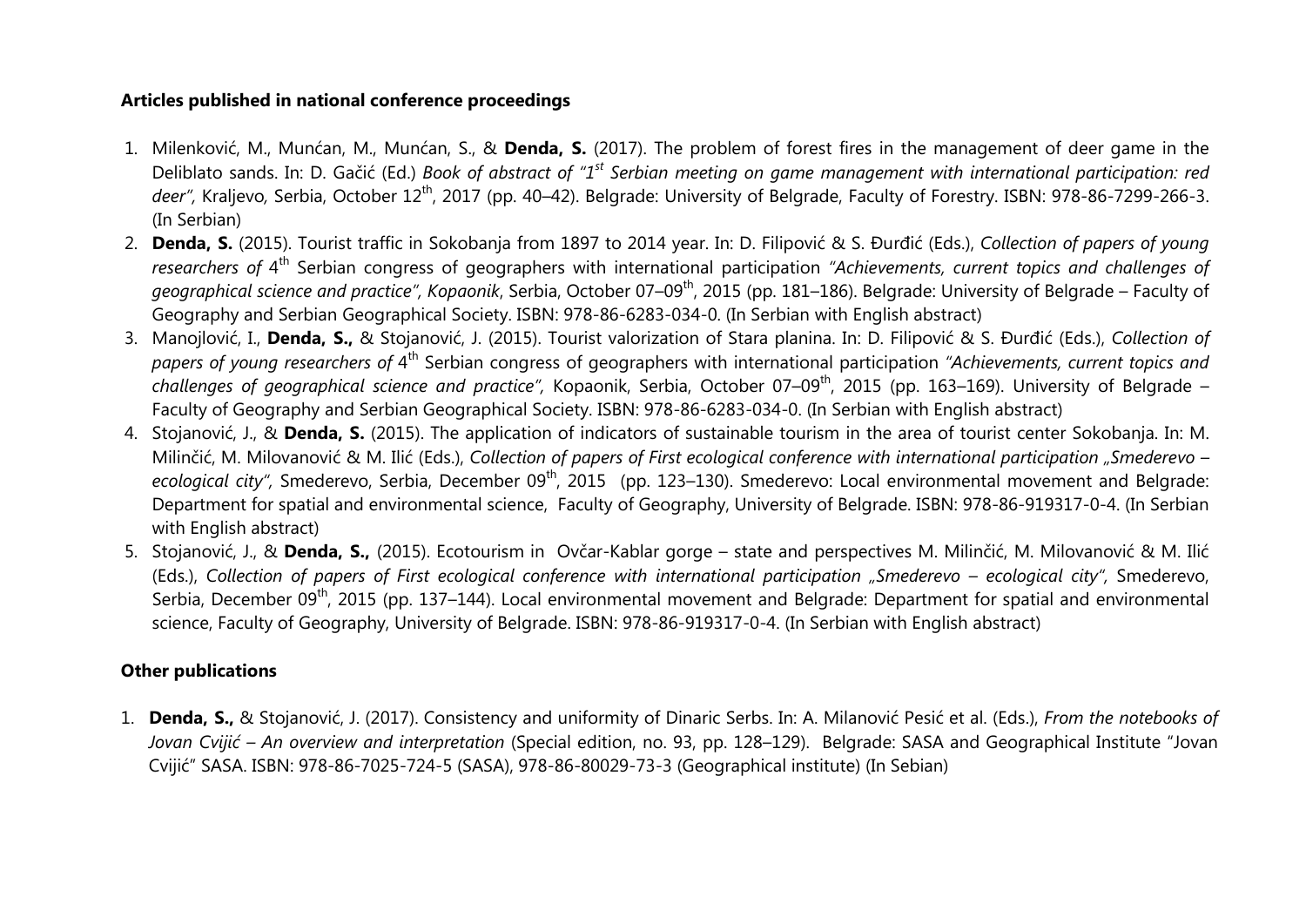**Articles published in national conference proceedings**

1. Milenković, M., Munćan, M., Munćan, S., & **Denda, S.** (2017). The problem of forest fires in the management of deer game in the Deliblato sands. In: D. Gačić (Ed.) *Book of abstract of "1st Serbian meeting on game management with international participation: red deer"*, Kraljevo, Serbia, October 12th, 2017 (pp. 40–42). Belgrade: University of Belgrade, Faculty of Forestry. ISBN: 978-86-7299-266-3. (In Serbian)
2. **Denda, S.** (2015). Tourist traffic in Sokobanja from 1897 to 2014 year. In: D. Filipović & S. Đurđić (Eds.), *Collection of papers of young researchers of* 4th Serbian congress of geographers with international participation *"Achievements, current topics and challenges of geographical science and practice", Kopaonik*, Serbia, October 07–09th, 2015 (pp. 181–186). Belgrade: University of Belgrade – Faculty of Geography and Serbian Geographical Society. ISBN: 978-86-6283-034-0. (In Serbian with English abstract)
3. Manojlović, I., **Denda, S.,** & Stojanović, J. (2015). Tourist valorization of Stara planina. In: D. Filipović & S. Đurđić (Eds.), *Collection of papers of young researchers of* 4th Serbian congress of geographers with international participation *"Achievements, current topics and challenges of geographical science and practice",* Kopaonik, Serbia, October 07–09th, 2015 (pp. 163–169). University of Belgrade – Faculty of Geography and Serbian Geographical Society. ISBN: 978-86-6283-034-0. (In Serbian with English abstract)
4. Stojanović, J., & **Denda, S.** (2015). The application of indicators of sustainable tourism in the area of tourist center Sokobanja. In: M. Milinčić, M. Milovanović & M. Ilić (Eds.), *Collection of papers of First ecological conference with international participation „Smederevo – ecological city",* Smederevo, Serbia, December 09th, 2015 (pp. 123–130). Smederevo: Local environmental movement and Belgrade: Department for spatial and environmental science, Faculty of Geography, University of Belgrade. ISBN: 978-86-919317-0-4. (In Serbian with English abstract)
5. Stojanović, J., & **Denda, S.,** (2015). Ecotourism in Ovčar-Kablar gorge – state and perspectives M. Milinčić, M. Milovanović & M. Ilić (Eds.), *Collection of papers of First ecological conference with international participation „Smederevo – ecological city",* Smederevo, Serbia, December 09th, 2015 (pp. 137–144). Local environmental movement and Belgrade: Department for spatial and environmental science, Faculty of Geography, University of Belgrade. ISBN: 978-86-919317-0-4. (In Serbian with English abstract)

**Other publications**

1. **Denda, S.,** & Stojanović, J. (2017). Consistency and uniformity of Dinaric Serbs. In: A. Milanović Pesić et al. (Eds.), *From the notebooks of Jovan Cvijić – An overview and interpretation* (Special edition, no. 93, pp. 128–129). Belgrade: SASA and Geographical Institute "Jovan Cvijić" SASA. ISBN: 978-86-7025-724-5 (SASA), 978-86-80029-73-3 (Geographical institute) (In Sebian)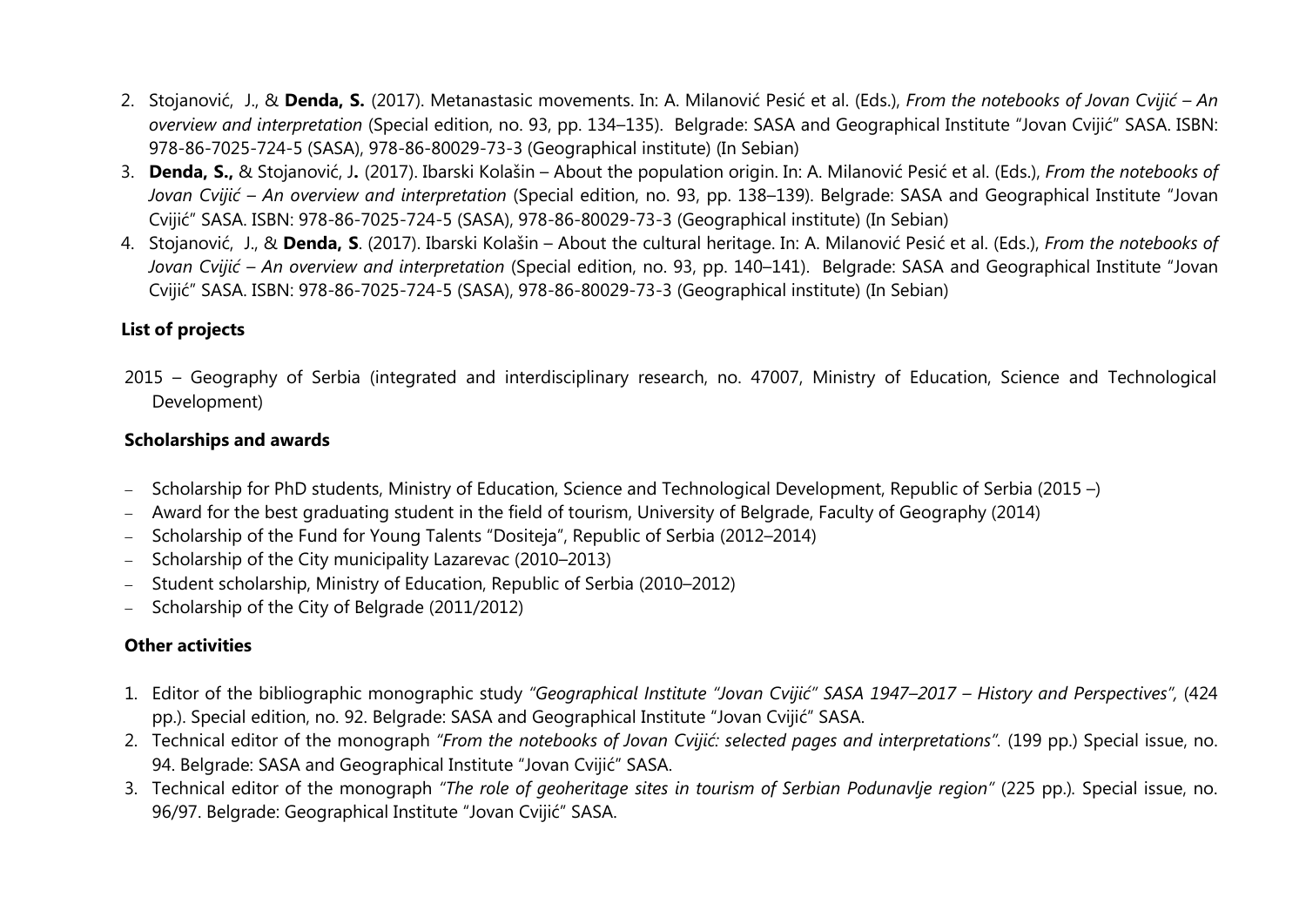2. Stojanović, J., & **Denda, S.** (2017). Metanastasic movements. In: A. Milanović Pesić et al. (Eds.), *From the notebooks of Jovan Cvijić – An overview and interpretation* (Special edition, no. 93, pp. 134–135). Belgrade: SASA and Geographical Institute "Jovan Cvijić" SASA. ISBN: 978-86-7025-724-5 (SASA), 978-86-80029-73-3 (Geographical institute) (In Sebian)
3. **Denda, S.,** & Stojanović, J**.** (2017). Ibarski Kolašin – About the population origin. In: A. Milanović Pesić et al. (Eds.), *From the notebooks of Jovan Cvijić – An overview and interpretation* (Special edition, no. 93, pp. 138–139). Belgrade: SASA and Geographical Institute "Jovan Cvijić" SASA. ISBN: 978-86-7025-724-5 (SASA), 978-86-80029-73-3 (Geographical institute) (In Sebian)
4. Stojanović, J., & **Denda, S**. (2017). Ibarski Kolašin – About the cultural heritage. In: A. Milanović Pesić et al. (Eds.), *From the notebooks of Jovan Cvijić – An overview and interpretation* (Special edition, no. 93, pp. 140–141). Belgrade: SASA and Geographical Institute "Jovan Cvijić" SASA. ISBN: 978-86-7025-724-5 (SASA), 978-86-80029-73-3 (Geographical institute) (In Sebian)

**List of projects**

2015 – Geography of Serbia (integrated and interdisciplinary research, no. 47007, Ministry of Education, Science and Technological Development)

**Scholarships and awards**

- Scholarship for PhD students, Ministry of Education, Science and Technological Development, Republic of Serbia (2015 –)
- Award for the best graduating student in the field of tourism, University of Belgrade, Faculty of Geography (2014)
- Scholarship of the Fund for Young Talents "Dositeja", Republic of Serbia (2012–2014)
- Scholarship of the City municipality Lazarevac (2010–2013)
- Student scholarship, Ministry of Education, Republic of Serbia (2010–2012)
- Scholarship of the City of Belgrade (2011/2012)

**Other activities**

1. Editor of the bibliographic monographic study *"Geographical Institute "Jovan Cvijić" SASA 1947–2017 – History and Perspectives",* (424 pp.). Special edition, no. 92. Belgrade: SASA and Geographical Institute "Jovan Cvijić" SASA.
2. Technical editor of the monograph *"From the notebooks of Jovan Cvijić: selected pages and interpretations".* (199 pp.) Special issue, no. 94. Belgrade: SASA and Geographical Institute "Jovan Cvijić" SASA.
3. Technical editor of the monograph *"The role of geoheritage sites in tourism of Serbian Podunavlje region"* (225 pp.). Special issue, no. 96/97. Belgrade: Geographical Institute "Jovan Cvijić" SASA.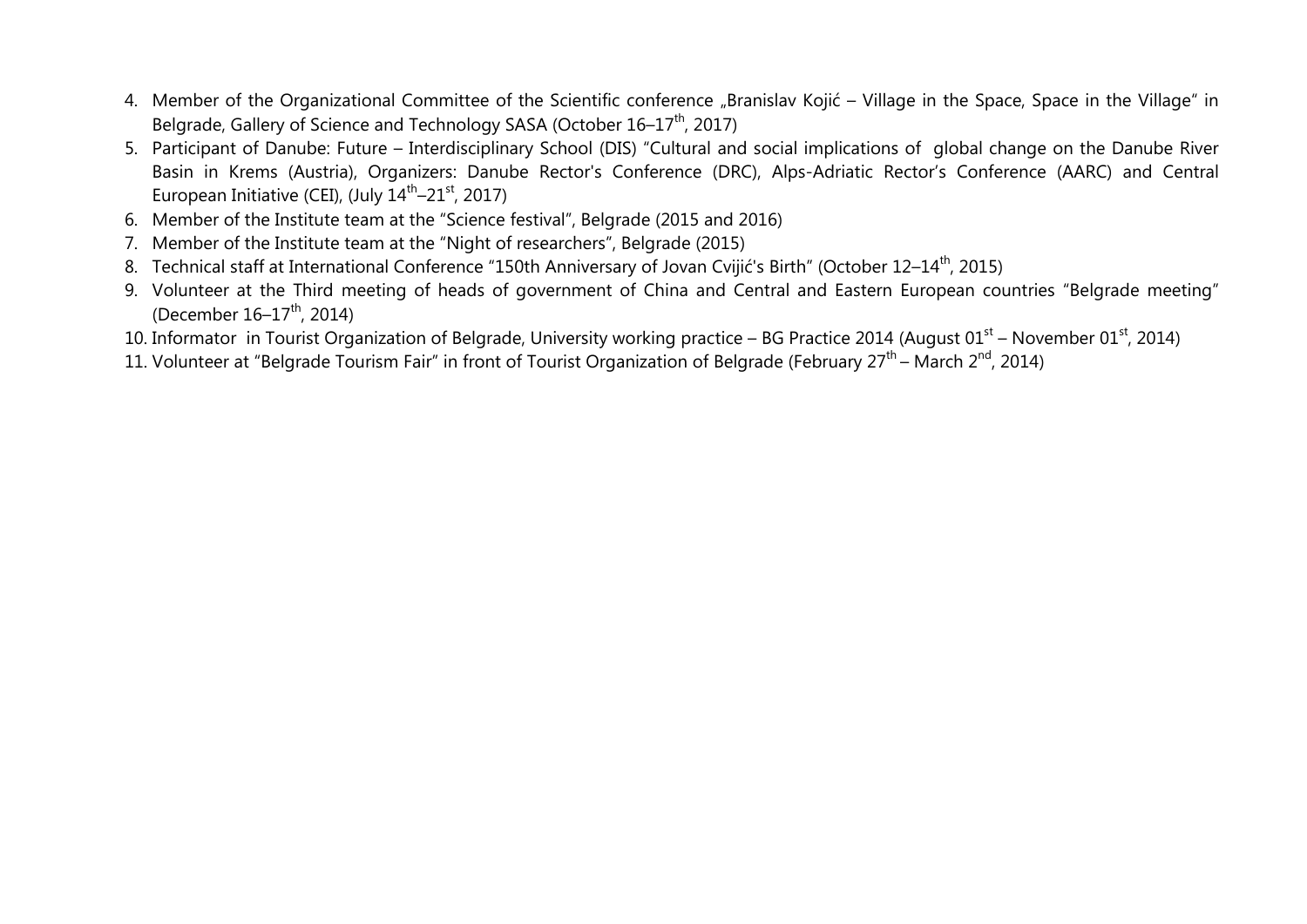4. Member of the Organizational Committee of the Scientific conference „Branislav Kojić – Village in the Space, Space in the Village" in Belgrade, Gallery of Science and Technology SASA (October 16–17th, 2017)
5. Participant of Danube: Future – Interdisciplinary School (DIS) "Cultural and social implications of global change on the Danube River Basin in Krems (Austria), Organizers: Danube Rector's Conference (DRC), Alps-Adriatic Rector's Conference (AARC) and Central European Initiative (CEI), (July 14th–21st, 2017)
6. Member of the Institute team at the "Science festival", Belgrade (2015 and 2016)
7. Member of the Institute team at the "Night of researchers", Belgrade (2015)
8. Technical staff at International Conference "150th Anniversary of Jovan Cvijić's Birth" (October 12–14th, 2015)
9. Volunteer at the Third meeting of heads of government of China and Central and Eastern European countries "Belgrade meeting" (December 16–17th, 2014)
10. Informator in Tourist Organization of Belgrade, University working practice – BG Practice 2014 (August 01st – November 01st, 2014)
11. Volunteer at "Belgrade Tourism Fair" in front of Tourist Organization of Belgrade (February 27th – March 2nd, 2014)